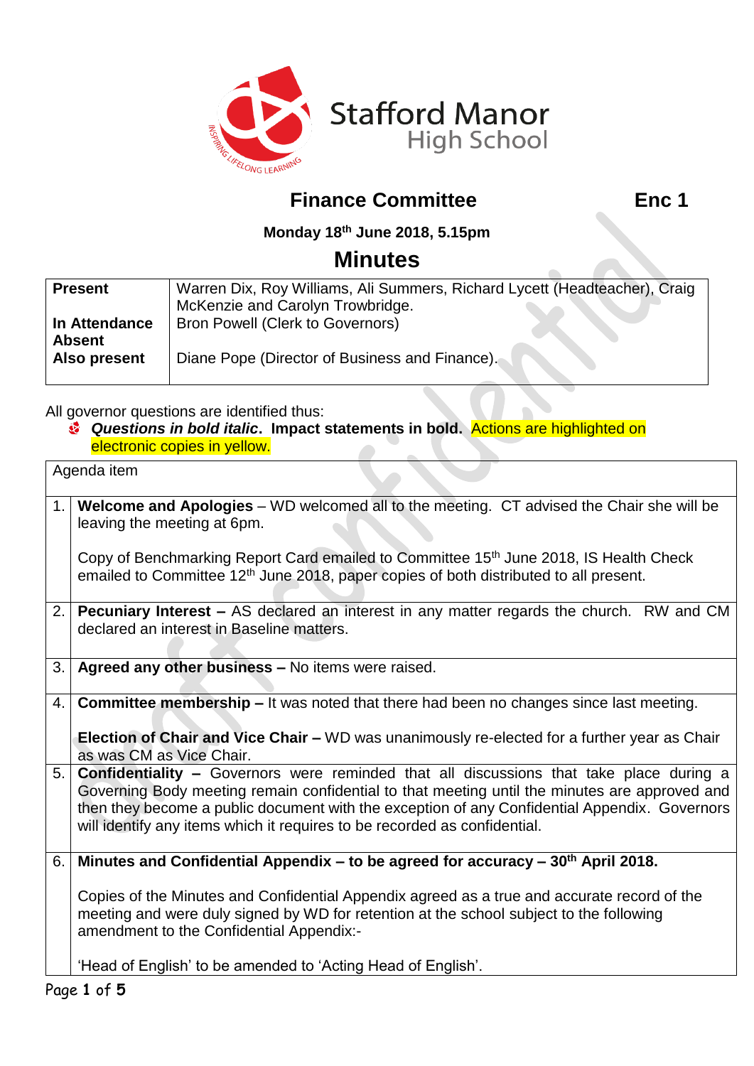Stafford Manor High School

INSPIRING LIFELONG LEARNING

# Finance Committee

**Enc 1**

**Monday 18th June 2018, 5.15pm**

## Minutes

| | |
|---|---|
| **Present** | Warren Dix, Roy Williams, Ali Summers, Richard Lycett (Headteacher), Craig McKenzie and Carolyn Trowbridge. |
| **In Attendance** | Bron Powell (Clerk to Governors) |
| **Absent** | |
| **Also present** | Diane Pope (Director of Business and Finance). |

All governor questions are identified thus:

- ***Questions in bold italic*. Impact statements in bold.** Actions are highlighted on electronic copies in yellow.

| | Agenda item |
|---|---|
| 1. | **Welcome and Apologies** – WD welcomed all to the meeting. CT advised the Chair she will be leaving the meeting at 6pm.<br><br>Copy of Benchmarking Report Card emailed to Committee 15th June 2018, IS Health Check emailed to Committee 12th June 2018, paper copies of both distributed to all present. |
| 2. | **Pecuniary Interest –** AS declared an interest in any matter regards the church. RW and CM declared an interest in Baseline matters. |
| 3. | **Agreed any other business –** No items were raised. |
| 4. | **Committee membership –** It was noted that there had been no changes since last meeting.<br><br>**Election of Chair and Vice Chair –** WD was unanimously re-elected for a further year as Chair as was CM as Vice Chair. |
| 5. | **Confidentiality –** Governors were reminded that all discussions that take place during a Governing Body meeting remain confidential to that meeting until the minutes are approved and then they become a public document with the exception of any Confidential Appendix. Governors will identify any items which it requires to be recorded as confidential. |
| 6. | **Minutes and Confidential Appendix – to be agreed for accuracy – 30th April 2018.**<br><br>Copies of the Minutes and Confidential Appendix agreed as a true and accurate record of the meeting and were duly signed by WD for retention at the school subject to the following amendment to the Confidential Appendix:-<br><br>'Head of English' to be amended to 'Acting Head of English'. |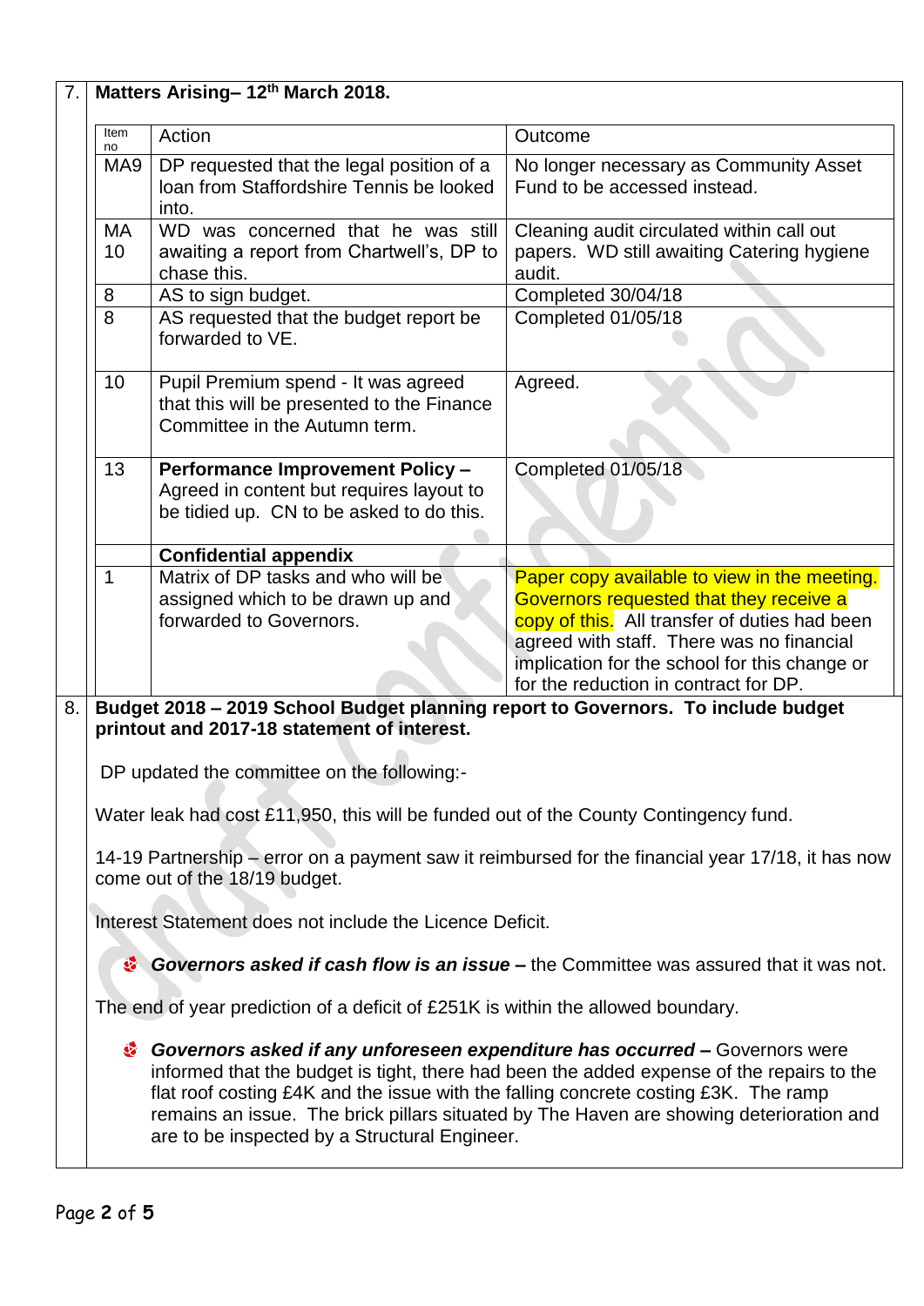## 7. Matters Arising– 12th March 2018.

| Item no | Action | Outcome |
|---|---|---|
| MA9 | DP requested that the legal position of a loan from Staffordshire Tennis be looked into. | No longer necessary as Community Asset Fund to be accessed instead. |
| MA 10 | WD was concerned that he was still awaiting a report from Chartwell's, DP to chase this. | Cleaning audit circulated within call out papers. WD still awaiting Catering hygiene audit. |
| 8 | AS to sign budget. | Completed 30/04/18 |
| 8 | AS requested that the budget report be forwarded to VE. | Completed 01/05/18 |
| 10 | Pupil Premium spend - It was agreed that this will be presented to the Finance Committee in the Autumn term. | Agreed. |
| 13 | **Performance Improvement Policy –** Agreed in content but requires layout to be tidied up. CN to be asked to do this. | Completed 01/05/18 |
| | **Confidential appendix** | |
| 1 | Matrix of DP tasks and who will be assigned which to be drawn up and forwarded to Governors. | Paper copy available to view in the meeting. Governors requested that they receive a copy of this. All transfer of duties had been agreed with staff. There was no financial implication for the school for this change or for the reduction in contract for DP. |

## 8. Budget 2018 – 2019 School Budget planning report to Governors. To include budget printout and 2017-18 statement of interest.

DP updated the committee on the following:-

Water leak had cost £11,950, this will be funded out of the County Contingency fund.

14-19 Partnership – error on a payment saw it reimbursed for the financial year 17/18, it has now come out of the 18/19 budget.

Interest Statement does not include the Licence Deficit.

- ***Governors asked if cash flow is an issue –*** the Committee was assured that it was not.

The end of year prediction of a deficit of £251K is within the allowed boundary.

- ***Governors asked if any unforeseen expenditure has occurred –*** Governors were informed that the budget is tight, there had been the added expense of the repairs to the flat roof costing £4K and the issue with the falling concrete costing £3K. The ramp remains an issue. The brick pillars situated by The Haven are showing deterioration and are to be inspected by a Structural Engineer.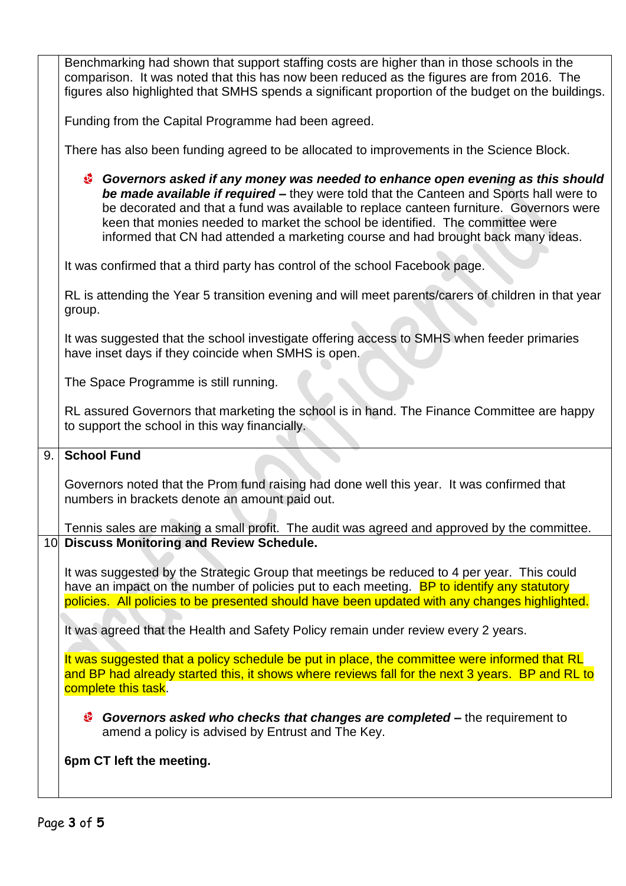| | |
|---|---|
| | Benchmarking had shown that support staffing costs are higher than in those schools in the comparison. It was noted that this has now been reduced as the figures are from 2016. The figures also highlighted that SMHS spends a significant proportion of the budget on the buildings.<br><br>Funding from the Capital Programme had been agreed.<br><br>There has also been funding agreed to be allocated to improvements in the Science Block.<br><br>- ***Governors asked if any money was needed to enhance open evening as this should be made available if required –*** they were told that the Canteen and Sports hall were to be decorated and that a fund was available to replace canteen furniture. Governors were keen that monies needed to market the school be identified. The committee were informed that CN had attended a marketing course and had brought back many ideas.<br><br>It was confirmed that a third party has control of the school Facebook page.<br><br>RL is attending the Year 5 transition evening and will meet parents/carers of children in that year group.<br><br>It was suggested that the school investigate offering access to SMHS when feeder primaries have inset days if they coincide when SMHS is open.<br><br>The Space Programme is still running.<br><br>RL assured Governors that marketing the school is in hand. The Finance Committee are happy to support the school in this way financially. |
| 9. | **School Fund**<br><br>Governors noted that the Prom fund raising had done well this year. It was confirmed that numbers in brackets denote an amount paid out.<br><br>Tennis sales are making a small profit. The audit was agreed and approved by the committee. |
| 10 | **Discuss Monitoring and Review Schedule.**<br><br>It was suggested by the Strategic Group that meetings be reduced to 4 per year. This could have an impact on the number of policies put to each meeting. BP to identify any statutory policies. All policies to be presented should have been updated with any changes highlighted.<br><br>It was agreed that the Health and Safety Policy remain under review every 2 years.<br><br>It was suggested that a policy schedule be put in place, the committee were informed that RL and BP had already started this, it shows where reviews fall for the next 3 years. BP and RL to complete this task.<br><br>- ***Governors asked who checks that changes are completed –*** the requirement to amend a policy is advised by Entrust and The Key.<br><br>**6pm CT left the meeting.** |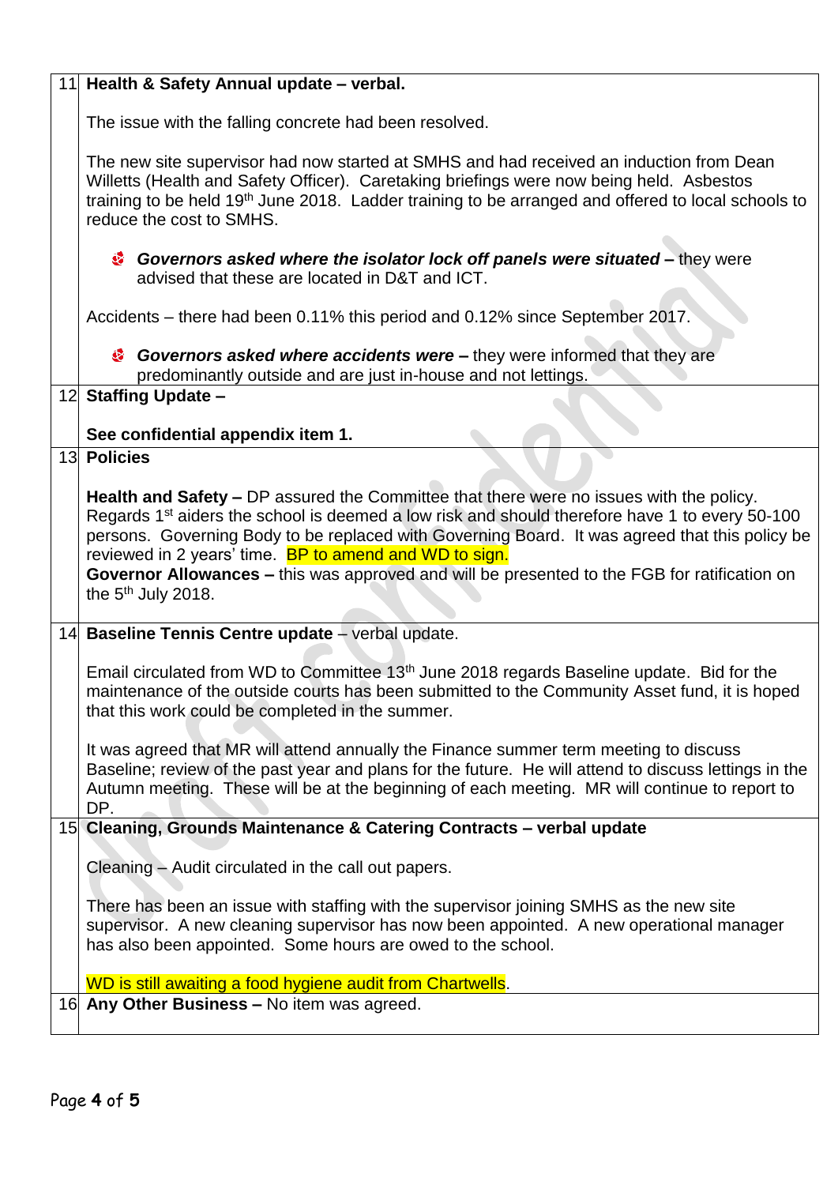| | |
|---|---|
| 11 | **Health & Safety Annual update – verbal.**<br><br>The issue with the falling concrete had been resolved.<br><br>The new site supervisor had now started at SMHS and had received an induction from Dean Willetts (Health and Safety Officer). Caretaking briefings were now being held. Asbestos training to be held 19th June 2018. Ladder training to be arranged and offered to local schools to reduce the cost to SMHS.<br><br>- ***Governors asked where the isolator lock off panels were situated –*** they were advised that these are located in D&T and ICT.<br><br>Accidents – there had been 0.11% this period and 0.12% since September 2017.<br><br>- ***Governors asked where accidents were –*** they were informed that they are predominantly outside and are just in-house and not lettings. |
| 12 | **Staffing Update –**<br><br>**See confidential appendix item 1.** |
| 13 | **Policies**<br><br>**Health and Safety –** DP assured the Committee that there were no issues with the policy. Regards 1st aiders the school is deemed a low risk and should therefore have 1 to every 50-100 persons. Governing Body to be replaced with Governing Board. It was agreed that this policy be reviewed in 2 years' time. BP to amend and WD to sign.<br>**Governor Allowances –** this was approved and will be presented to the FGB for ratification on the 5th July 2018. |
| 14 | **Baseline Tennis Centre update** – verbal update.<br><br>Email circulated from WD to Committee 13th June 2018 regards Baseline update. Bid for the maintenance of the outside courts has been submitted to the Community Asset fund, it is hoped that this work could be completed in the summer.<br><br>It was agreed that MR will attend annually the Finance summer term meeting to discuss Baseline; review of the past year and plans for the future. He will attend to discuss lettings in the Autumn meeting. These will be at the beginning of each meeting. MR will continue to report to DP. |
| 15 | **Cleaning, Grounds Maintenance & Catering Contracts – verbal update**<br><br>Cleaning – Audit circulated in the call out papers.<br><br>There has been an issue with staffing with the supervisor joining SMHS as the new site supervisor. A new cleaning supervisor has now been appointed. A new operational manager has also been appointed. Some hours are owed to the school.<br><br>WD is still awaiting a food hygiene audit from Chartwells. |
| 16 | **Any Other Business –** No item was agreed. |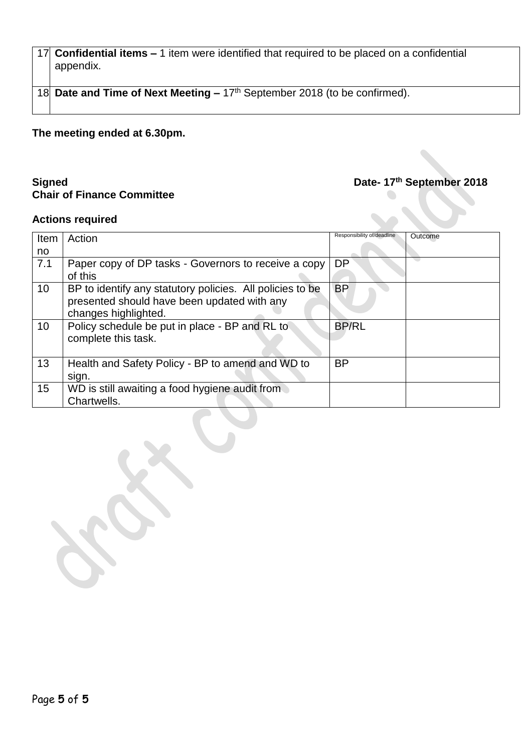| | |
|---|---|
| 17 | **Confidential items –** 1 item were identified that required to be placed on a confidential appendix. |
| 18 | **Date and Time of Next Meeting –** 17th September 2018 (to be confirmed). |

**The meeting ended at 6.30pm.**

**Signed** **Date- 17th September 2018**
**Chair of Finance Committee**

**Actions required**

| Item no | Action | Responsibility of/deadline | Outcome |
|---|---|---|---|
| 7.1 | Paper copy of DP tasks - Governors to receive a copy of this | DP | |
| 10 | BP to identify any statutory policies. All policies to be presented should have been updated with any changes highlighted. | BP | |
| 10 | Policy schedule be put in place - BP and RL to complete this task. | BP/RL | |
| 13 | Health and Safety Policy - BP to amend and WD to sign. | BP | |
| 15 | WD is still awaiting a food hygiene audit from Chartwells. | | |